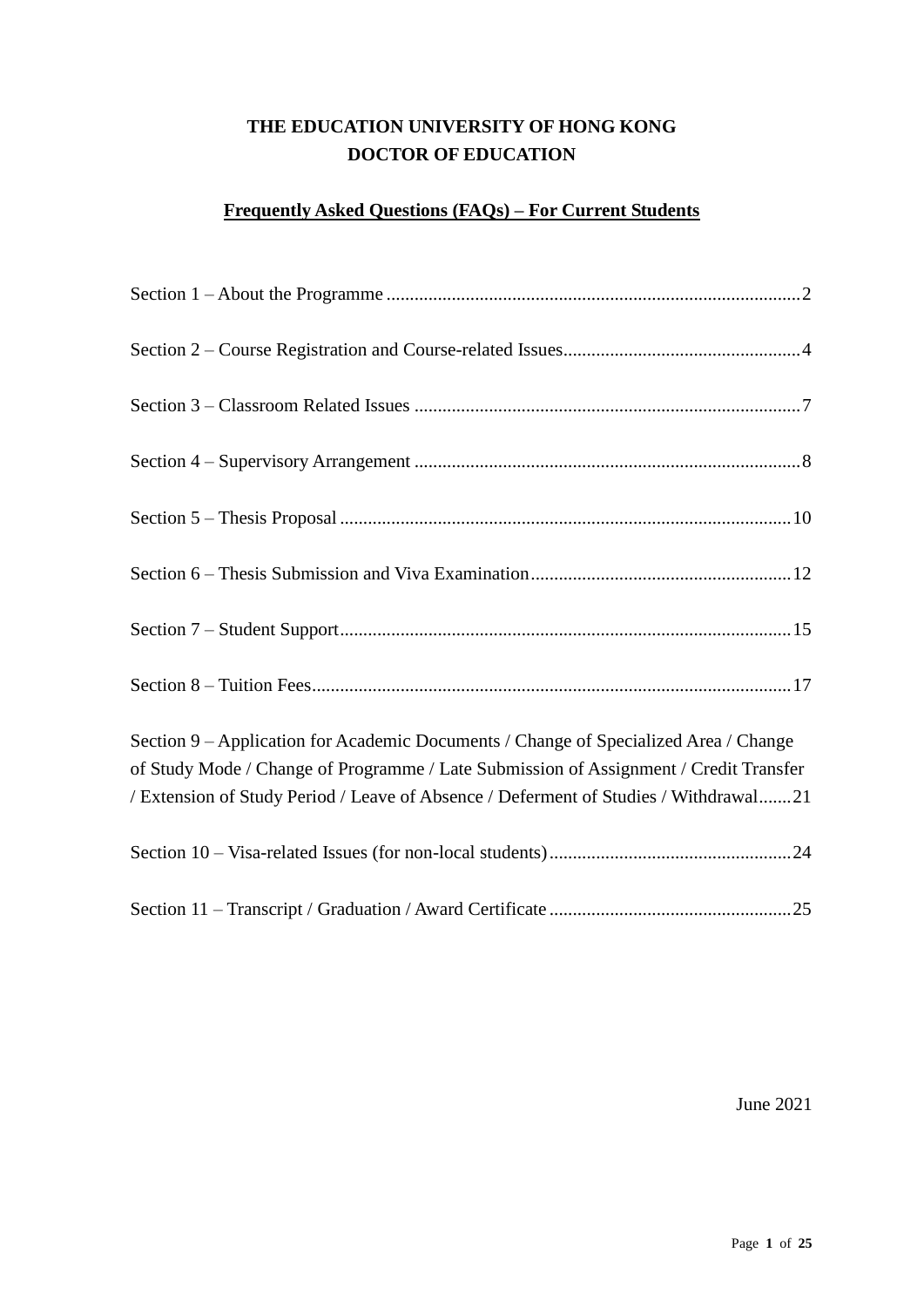# THE EDUCATION UNIVERSITY OF HONG KONG
# DOCTOR OF EDUCATION

## Frequently Asked Questions (FAQs) – For Current Students

Section 1 – About the Programme .......... 2

Section 2 – Course Registration and Course-related Issues .......... 4

Section 3 – Classroom Related Issues .......... 7

Section 4 – Supervisory Arrangement .......... 8

Section 5 – Thesis Proposal .......... 10

Section 6 – Thesis Submission and Viva Examination .......... 12

Section 7 – Student Support .......... 15

Section 8 – Tuition Fees .......... 17

Section 9 – Application for Academic Documents / Change of Specialized Area / Change of Study Mode / Change of Programme / Late Submission of Assignment / Credit Transfer / Extension of Study Period / Leave of Absence / Deferment of Studies / Withdrawal .......... 21

Section 10 – Visa-related Issues (for non-local students) .......... 24

Section 11 – Transcript / Graduation / Award Certificate .......... 25

June 2021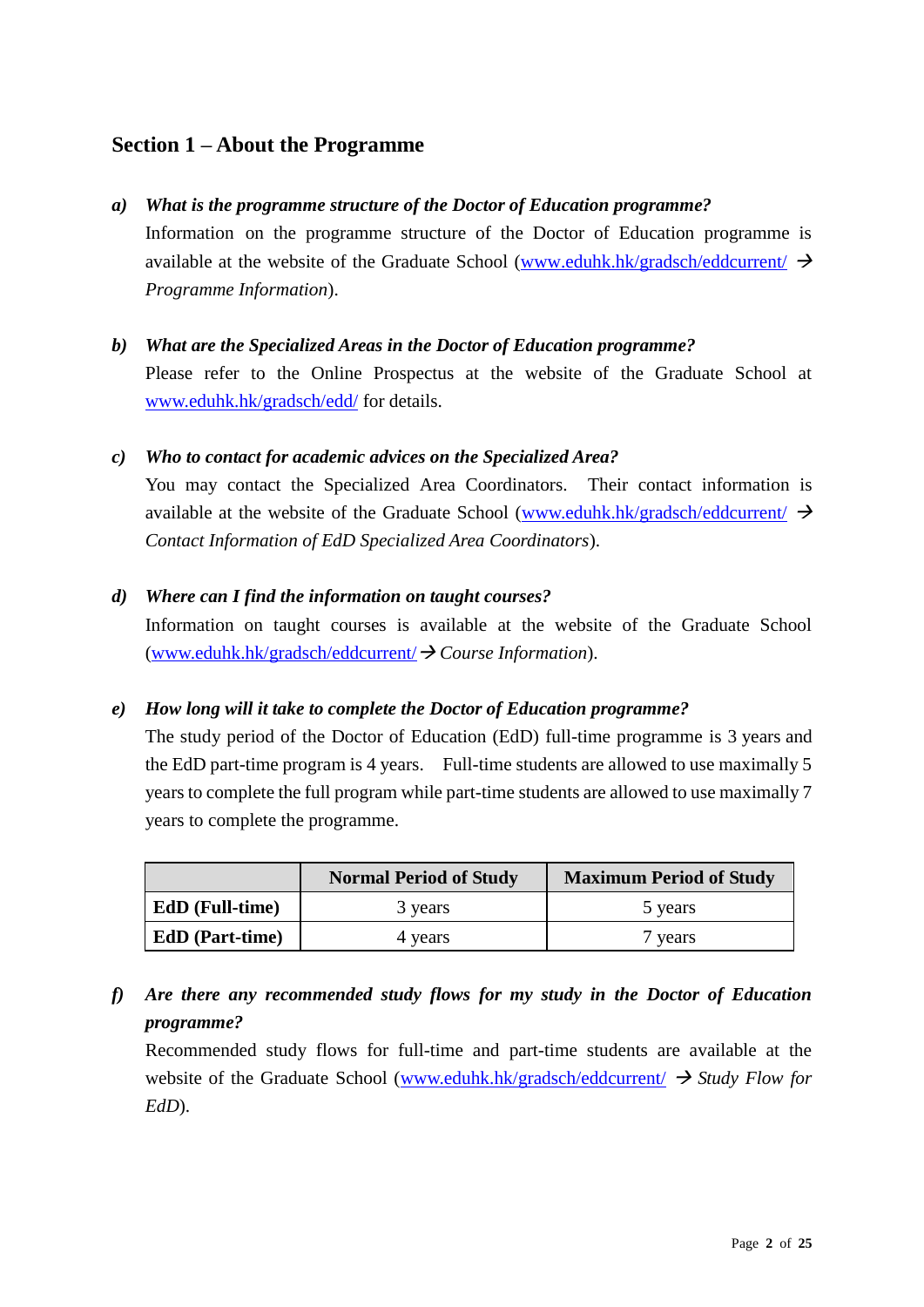## Section 1 – About the Programme

**a)** ***What is the programme structure of the Doctor of Education programme?***

Information on the programme structure of the Doctor of Education programme is available at the website of the Graduate School (www.eduhk.hk/gradsch/eddcurrent/ → *Programme Information*).

**b)** ***What are the Specialized Areas in the Doctor of Education programme?***

Please refer to the Online Prospectus at the website of the Graduate School at www.eduhk.hk/gradsch/edd/ for details.

**c)** ***Who to contact for academic advices on the Specialized Area?***

You may contact the Specialized Area Coordinators. Their contact information is available at the website of the Graduate School (www.eduhk.hk/gradsch/eddcurrent/ → *Contact Information of EdD Specialized Area Coordinators*).

**d)** ***Where can I find the information on taught courses?***

Information on taught courses is available at the website of the Graduate School (www.eduhk.hk/gradsch/eddcurrent/ → *Course Information*).

**e)** ***How long will it take to complete the Doctor of Education programme?***

The study period of the Doctor of Education (EdD) full-time programme is 3 years and the EdD part-time program is 4 years. Full-time students are allowed to use maximally 5 years to complete the full program while part-time students are allowed to use maximally 7 years to complete the programme.

| | **Normal Period of Study** | **Maximum Period of Study** |
|---|---|---|
| **EdD (Full-time)** | 3 years | 5 years |
| **EdD (Part-time)** | 4 years | 7 years |

**f)** ***Are there any recommended study flows for my study in the Doctor of Education programme?***

Recommended study flows for full-time and part-time students are available at the website of the Graduate School (www.eduhk.hk/gradsch/eddcurrent/ → *Study Flow for EdD*).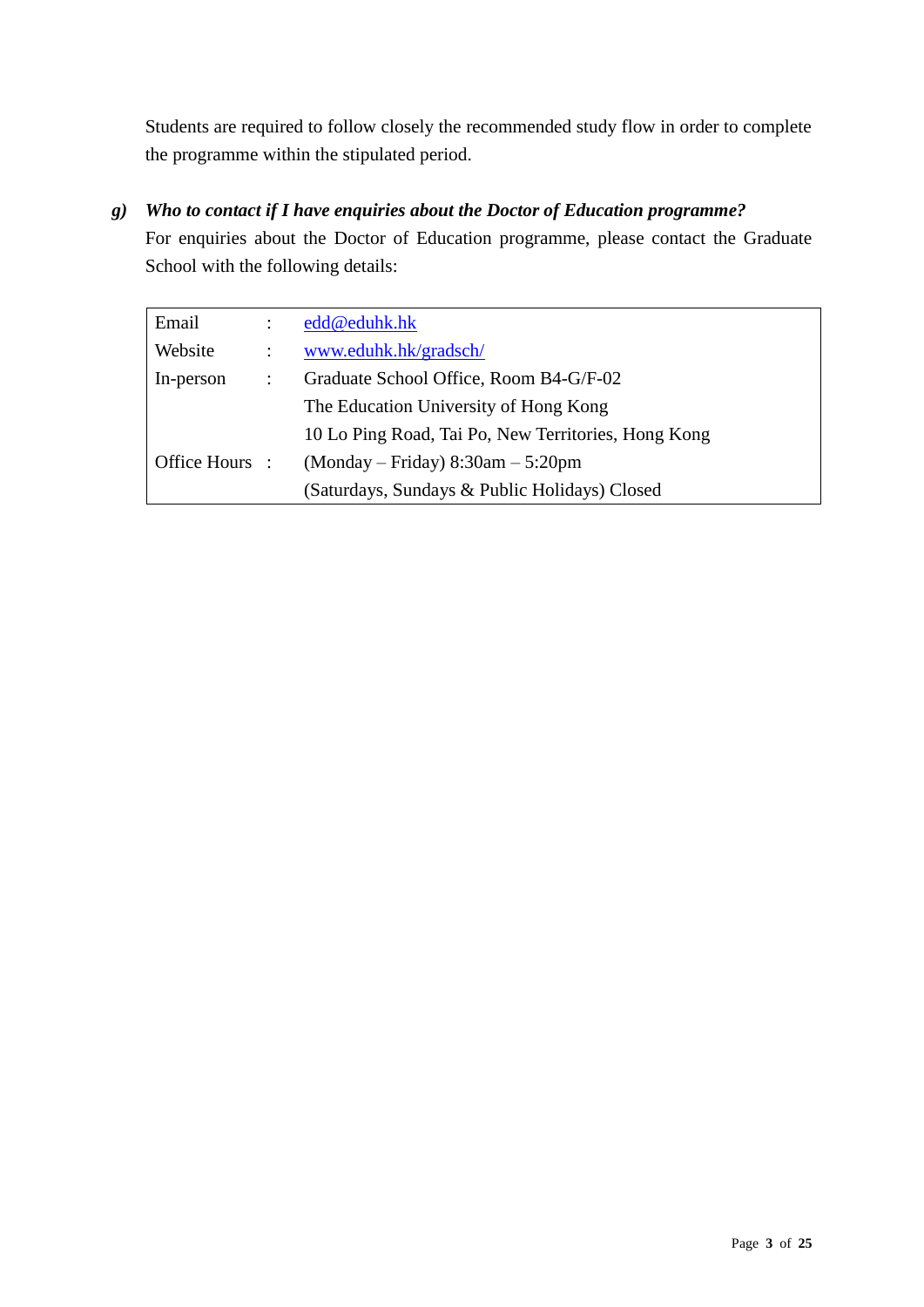Students are required to follow closely the recommended study flow in order to complete the programme within the stipulated period.

**g)** ***Who to contact if I have enquiries about the Doctor of Education programme?***

For enquiries about the Doctor of Education programme, please contact the Graduate School with the following details:

| | | |
|---|---|---|
| Email | : | edd@eduhk.hk |
| Website | : | www.eduhk.hk/gradsch/ |
| In-person | : | Graduate School Office, Room B4-G/F-02<br>The Education University of Hong Kong<br>10 Lo Ping Road, Tai Po, New Territories, Hong Kong |
| Office Hours | : | (Monday – Friday) 8:30am – 5:20pm<br>(Saturdays, Sundays & Public Holidays) Closed |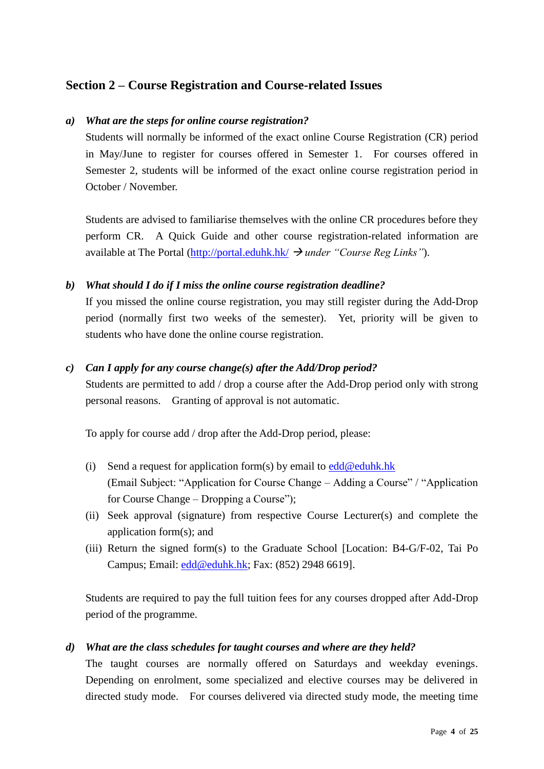## Section 2 – Course Registration and Course-related Issues

***a) What are the steps for online course registration?***

Students will normally be informed of the exact online Course Registration (CR) period in May/June to register for courses offered in Semester 1. For courses offered in Semester 2, students will be informed of the exact online course registration period in October / November.

Students are advised to familiarise themselves with the online CR procedures before they perform CR. A Quick Guide and other course registration-related information are available at The Portal ([http://portal.eduhk.hk/](http://portal.eduhk.hk/) → *under "Course Reg Links"*).

***b) What should I do if I miss the online course registration deadline?***

If you missed the online course registration, you may still register during the Add-Drop period (normally first two weeks of the semester). Yet, priority will be given to students who have done the online course registration.

***c) Can I apply for any course change(s) after the Add/Drop period?***

Students are permitted to add / drop a course after the Add-Drop period only with strong personal reasons. Granting of approval is not automatic.

To apply for course add / drop after the Add-Drop period, please:

(i) Send a request for application form(s) by email to [edd@eduhk.hk](mailto:edd@eduhk.hk) (Email Subject: "Application for Course Change – Adding a Course" / "Application for Course Change – Dropping a Course");

(ii) Seek approval (signature) from respective Course Lecturer(s) and complete the application form(s); and

(iii) Return the signed form(s) to the Graduate School [Location: B4-G/F-02, Tai Po Campus; Email: [edd@eduhk.hk](mailto:edd@eduhk.hk); Fax: (852) 2948 6619].

Students are required to pay the full tuition fees for any courses dropped after Add-Drop period of the programme.

***d) What are the class schedules for taught courses and where are they held?***

The taught courses are normally offered on Saturdays and weekday evenings. Depending on enrolment, some specialized and elective courses may be delivered in directed study mode. For courses delivered via directed study mode, the meeting time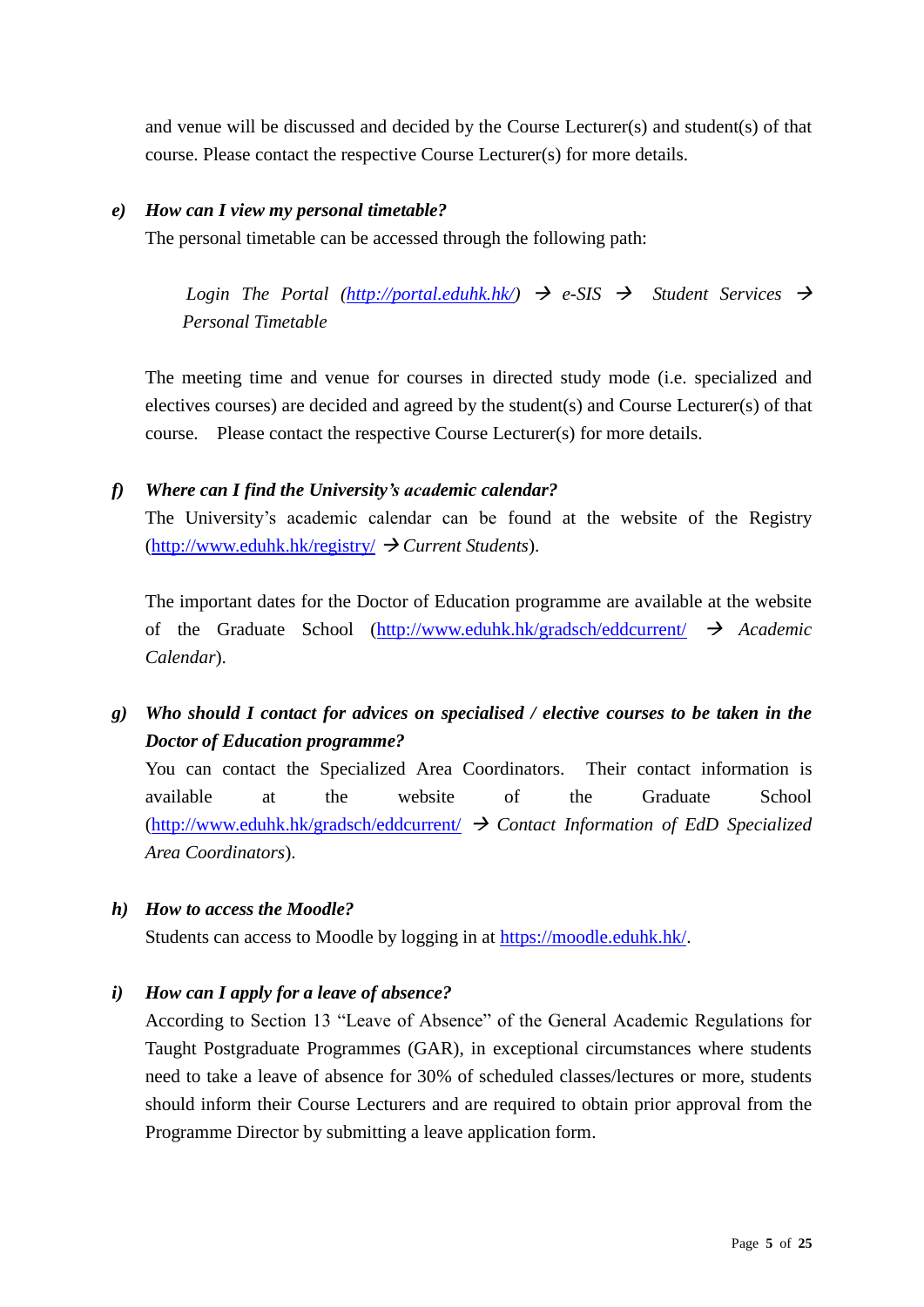and venue will be discussed and decided by the Course Lecturer(s) and student(s) of that course. Please contact the respective Course Lecturer(s) for more details.

***e) How can I view my personal timetable?***

The personal timetable can be accessed through the following path:

> *Login The Portal (http://portal.eduhk.hk/) → e-SIS → Student Services → Personal Timetable*

The meeting time and venue for courses in directed study mode (i.e. specialized and electives courses) are decided and agreed by the student(s) and Course Lecturer(s) of that course. Please contact the respective Course Lecturer(s) for more details.

***f) Where can I find the University's academic calendar?***

The University's academic calendar can be found at the website of the Registry (http://www.eduhk.hk/registry/ → *Current Students*).

The important dates for the Doctor of Education programme are available at the website of the Graduate School (http://www.eduhk.hk/gradsch/eddcurrent/ → *Academic Calendar*).

***g) Who should I contact for advices on specialised / elective courses to be taken in the Doctor of Education programme?***

You can contact the Specialized Area Coordinators. Their contact information is available at the website of the Graduate School (http://www.eduhk.hk/gradsch/eddcurrent/ → *Contact Information of EdD Specialized Area Coordinators*).

***h) How to access the Moodle?***

Students can access to Moodle by logging in at https://moodle.eduhk.hk/.

***i) How can I apply for a leave of absence?***

According to Section 13 "Leave of Absence" of the General Academic Regulations for Taught Postgraduate Programmes (GAR), in exceptional circumstances where students need to take a leave of absence for 30% of scheduled classes/lectures or more, students should inform their Course Lecturers and are required to obtain prior approval from the Programme Director by submitting a leave application form.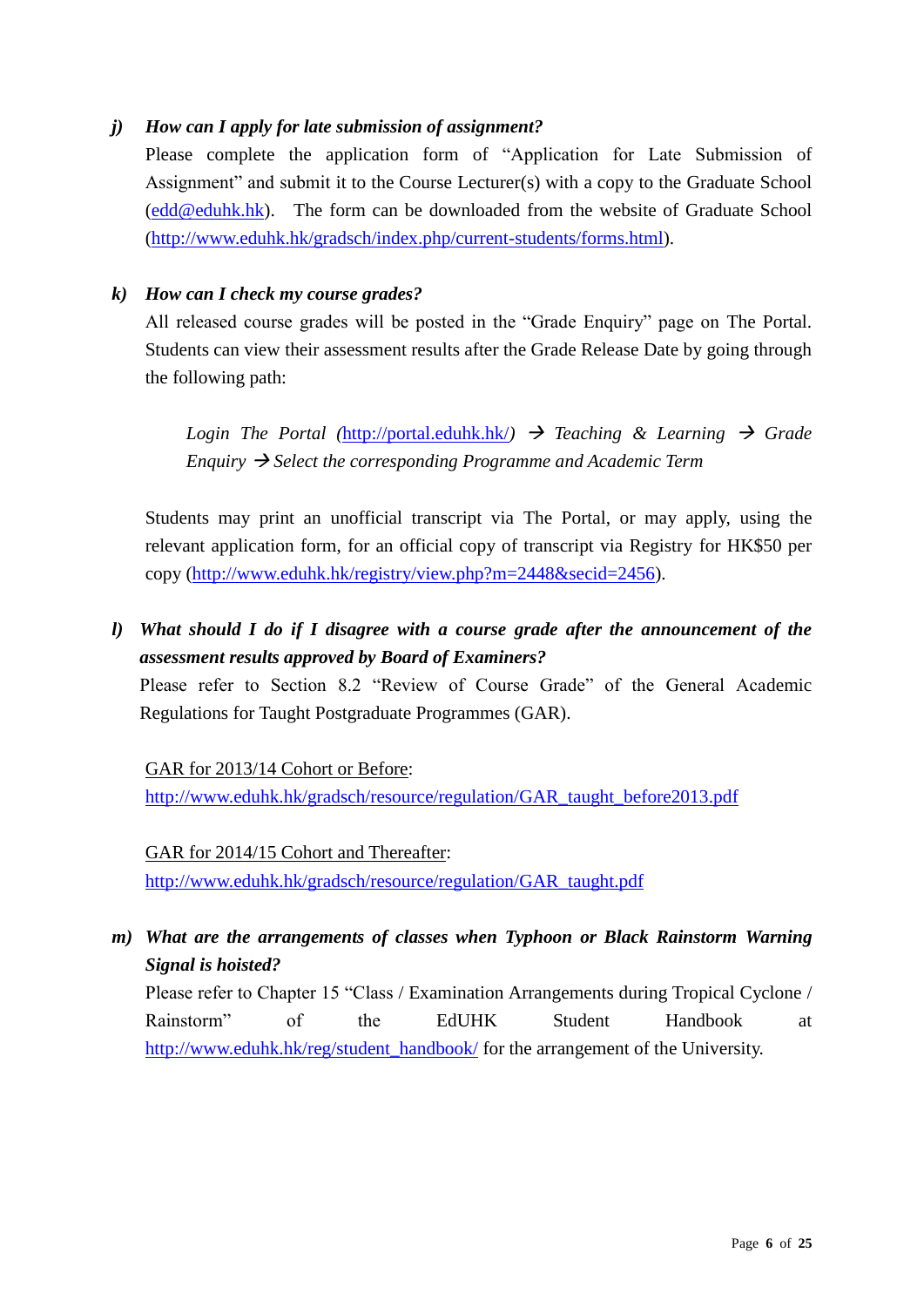***j) How can I apply for late submission of assignment?***

Please complete the application form of "Application for Late Submission of Assignment" and submit it to the Course Lecturer(s) with a copy to the Graduate School (edd@eduhk.hk). The form can be downloaded from the website of Graduate School (http://www.eduhk.hk/gradsch/index.php/current-students/forms.html).

***k) How can I check my course grades?***

All released course grades will be posted in the "Grade Enquiry" page on The Portal. Students can view their assessment results after the Grade Release Date by going through the following path:

> *Login The Portal (*http://portal.eduhk.hk/*) → Teaching & Learning → Grade Enquiry → Select the corresponding Programme and Academic Term*

Students may print an unofficial transcript via The Portal, or may apply, using the relevant application form, for an official copy of transcript via Registry for HK$50 per copy (http://www.eduhk.hk/registry/view.php?m=2448&secid=2456).

***l) What should I do if I disagree with a course grade after the announcement of the assessment results approved by Board of Examiners?***

Please refer to Section 8.2 "Review of Course Grade" of the General Academic Regulations for Taught Postgraduate Programmes (GAR).

GAR for 2013/14 Cohort or Before:
http://www.eduhk.hk/gradsch/resource/regulation/GAR_taught_before2013.pdf

GAR for 2014/15 Cohort and Thereafter:
http://www.eduhk.hk/gradsch/resource/regulation/GAR_taught.pdf

***m) What are the arrangements of classes when Typhoon or Black Rainstorm Warning Signal is hoisted?***

Please refer to Chapter 15 "Class / Examination Arrangements during Tropical Cyclone / Rainstorm" of the EdUHK Student Handbook at http://www.eduhk.hk/reg/student_handbook/ for the arrangement of the University.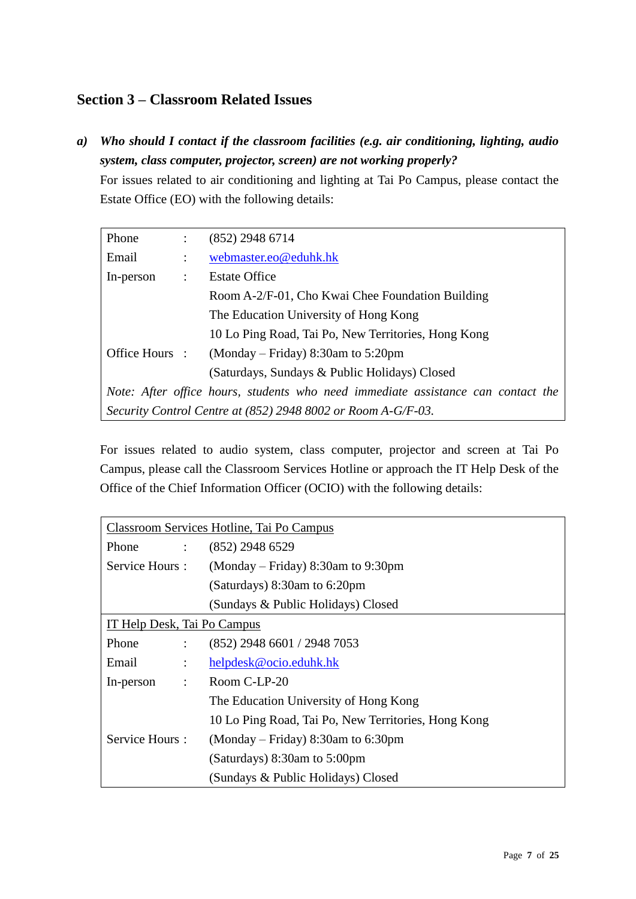## Section 3 – Classroom Related Issues

***a) Who should I contact if the classroom facilities (e.g. air conditioning, lighting, audio system, class computer, projector, screen) are not working properly?***

For issues related to air conditioning and lighting at Tai Po Campus, please contact the Estate Office (EO) with the following details:

| | | |
|---|---|---|
| Phone | : | (852) 2948 6714 |
| Email | : | webmaster.eo@eduhk.hk |
| In-person | : | Estate Office |
| | | Room A-2/F-01, Cho Kwai Chee Foundation Building |
| | | The Education University of Hong Kong |
| | | 10 Lo Ping Road, Tai Po, New Territories, Hong Kong |
| Office Hours | : | (Monday – Friday) 8:30am to 5:20pm |
| | | (Saturdays, Sundays & Public Holidays) Closed |

*Note: After office hours, students who need immediate assistance can contact the Security Control Centre at (852) 2948 8002 or Room A-G/F-03.*

For issues related to audio system, class computer, projector and screen at Tai Po Campus, please call the Classroom Services Hotline or approach the IT Help Desk of the Office of the Chief Information Officer (OCIO) with the following details:

| Classroom Services Hotline, Tai Po Campus | | |
|---|---|---|
| Phone | : | (852) 2948 6529 |
| Service Hours | : | (Monday – Friday) 8:30am to 9:30pm |
| | | (Saturdays) 8:30am to 6:20pm |
| | | (Sundays & Public Holidays) Closed |

| IT Help Desk, Tai Po Campus | | |
|---|---|---|
| Phone | : | (852) 2948 6601 / 2948 7053 |
| Email | : | helpdesk@ocio.eduhk.hk |
| In-person | : | Room C-LP-20 |
| | | The Education University of Hong Kong |
| | | 10 Lo Ping Road, Tai Po, New Territories, Hong Kong |
| Service Hours | : | (Monday – Friday) 8:30am to 6:30pm |
| | | (Saturdays) 8:30am to 5:00pm |
| | | (Sundays & Public Holidays) Closed |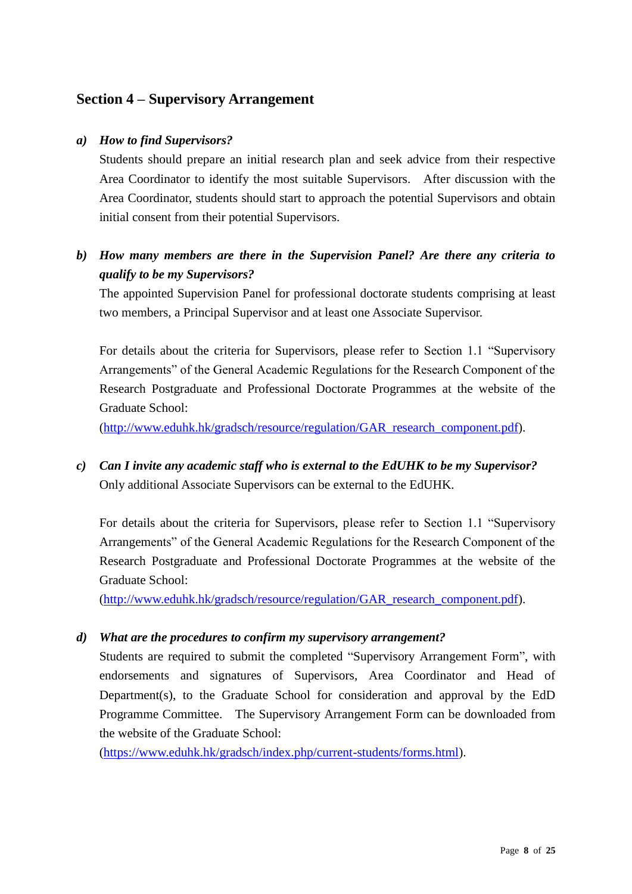## Section 4 – Supervisory Arrangement

***a) How to find Supervisors?***

Students should prepare an initial research plan and seek advice from their respective Area Coordinator to identify the most suitable Supervisors. After discussion with the Area Coordinator, students should start to approach the potential Supervisors and obtain initial consent from their potential Supervisors.

***b) How many members are there in the Supervision Panel? Are there any criteria to qualify to be my Supervisors?***

The appointed Supervision Panel for professional doctorate students comprising at least two members, a Principal Supervisor and at least one Associate Supervisor.

For details about the criteria for Supervisors, please refer to Section 1.1 "Supervisory Arrangements" of the General Academic Regulations for the Research Component of the Research Postgraduate and Professional Doctorate Programmes at the website of the Graduate School:
(http://www.eduhk.hk/gradsch/resource/regulation/GAR_research_component.pdf).

***c) Can I invite any academic staff who is external to the EdUHK to be my Supervisor?***

Only additional Associate Supervisors can be external to the EdUHK.

For details about the criteria for Supervisors, please refer to Section 1.1 "Supervisory Arrangements" of the General Academic Regulations for the Research Component of the Research Postgraduate and Professional Doctorate Programmes at the website of the Graduate School:
(http://www.eduhk.hk/gradsch/resource/regulation/GAR_research_component.pdf).

***d) What are the procedures to confirm my supervisory arrangement?***

Students are required to submit the completed "Supervisory Arrangement Form", with endorsements and signatures of Supervisors, Area Coordinator and Head of Department(s), to the Graduate School for consideration and approval by the EdD Programme Committee. The Supervisory Arrangement Form can be downloaded from the website of the Graduate School:
(https://www.eduhk.hk/gradsch/index.php/current-students/forms.html).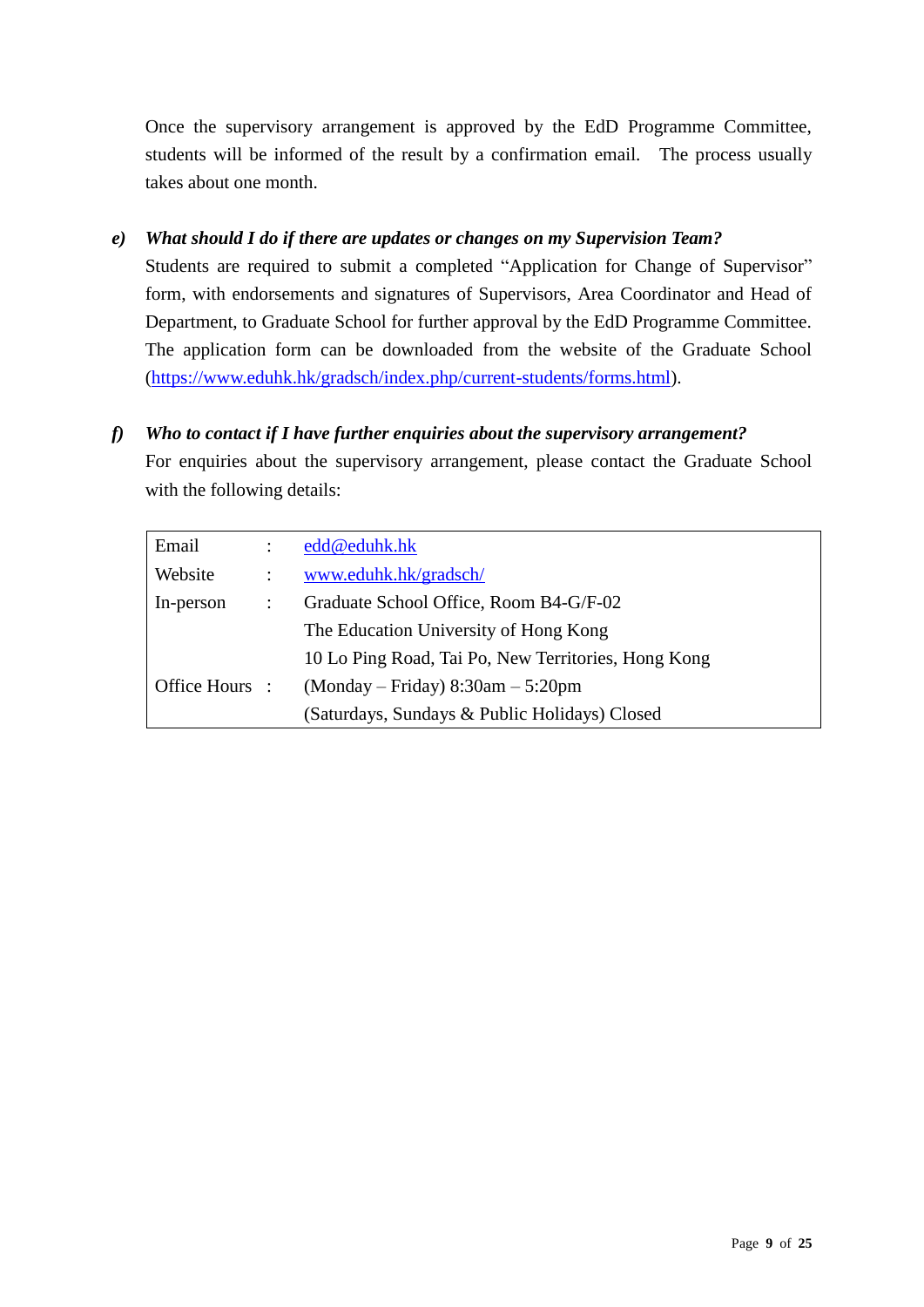Once the supervisory arrangement is approved by the EdD Programme Committee, students will be informed of the result by a confirmation email. The process usually takes about one month.

***e) What should I do if there are updates or changes on my Supervision Team?***

Students are required to submit a completed "Application for Change of Supervisor" form, with endorsements and signatures of Supervisors, Area Coordinator and Head of Department, to Graduate School for further approval by the EdD Programme Committee. The application form can be downloaded from the website of the Graduate School (https://www.eduhk.hk/gradsch/index.php/current-students/forms.html).

***f) Who to contact if I have further enquiries about the supervisory arrangement?***

For enquiries about the supervisory arrangement, please contact the Graduate School with the following details:

| | | |
|---|---|---|
| Email | : | edd@eduhk.hk |
| Website | : | www.eduhk.hk/gradsch/ |
| In-person | : | Graduate School Office, Room B4-G/F-02<br>The Education University of Hong Kong<br>10 Lo Ping Road, Tai Po, New Territories, Hong Kong |
| Office Hours | : | (Monday – Friday) 8:30am – 5:20pm<br>(Saturdays, Sundays & Public Holidays) Closed |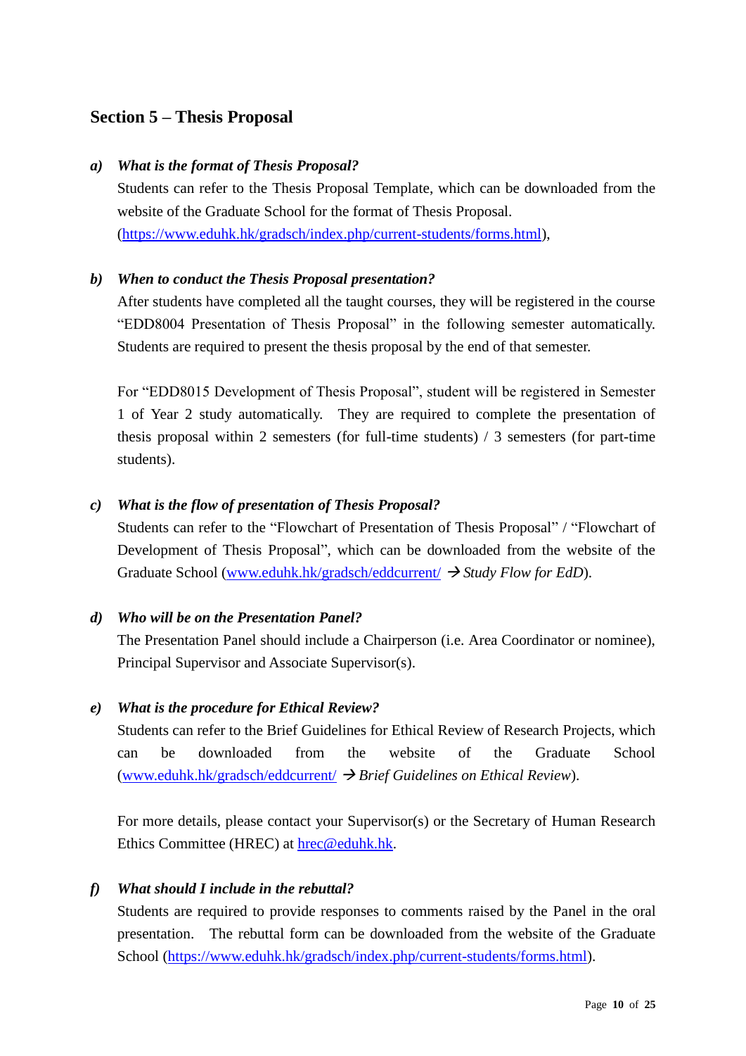## Section 5 – Thesis Proposal

***a) What is the format of Thesis Proposal?***

Students can refer to the Thesis Proposal Template, which can be downloaded from the website of the Graduate School for the format of Thesis Proposal. (https://www.eduhk.hk/gradsch/index.php/current-students/forms.html),

***b) When to conduct the Thesis Proposal presentation?***

After students have completed all the taught courses, they will be registered in the course "EDD8004 Presentation of Thesis Proposal" in the following semester automatically. Students are required to present the thesis proposal by the end of that semester.

For "EDD8015 Development of Thesis Proposal", student will be registered in Semester 1 of Year 2 study automatically. They are required to complete the presentation of thesis proposal within 2 semesters (for full-time students) / 3 semesters (for part-time students).

***c) What is the flow of presentation of Thesis Proposal?***

Students can refer to the "Flowchart of Presentation of Thesis Proposal" / "Flowchart of Development of Thesis Proposal", which can be downloaded from the website of the Graduate School (www.eduhk.hk/gradsch/eddcurrent/ → *Study Flow for EdD*).

***d) Who will be on the Presentation Panel?***

The Presentation Panel should include a Chairperson (i.e. Area Coordinator or nominee), Principal Supervisor and Associate Supervisor(s).

***e) What is the procedure for Ethical Review?***

Students can refer to the Brief Guidelines for Ethical Review of Research Projects, which can be downloaded from the website of the Graduate School (www.eduhk.hk/gradsch/eddcurrent/ → *Brief Guidelines on Ethical Review*).

For more details, please contact your Supervisor(s) or the Secretary of Human Research Ethics Committee (HREC) at hrec@eduhk.hk.

***f) What should I include in the rebuttal?***

Students are required to provide responses to comments raised by the Panel in the oral presentation. The rebuttal form can be downloaded from the website of the Graduate School (https://www.eduhk.hk/gradsch/index.php/current-students/forms.html).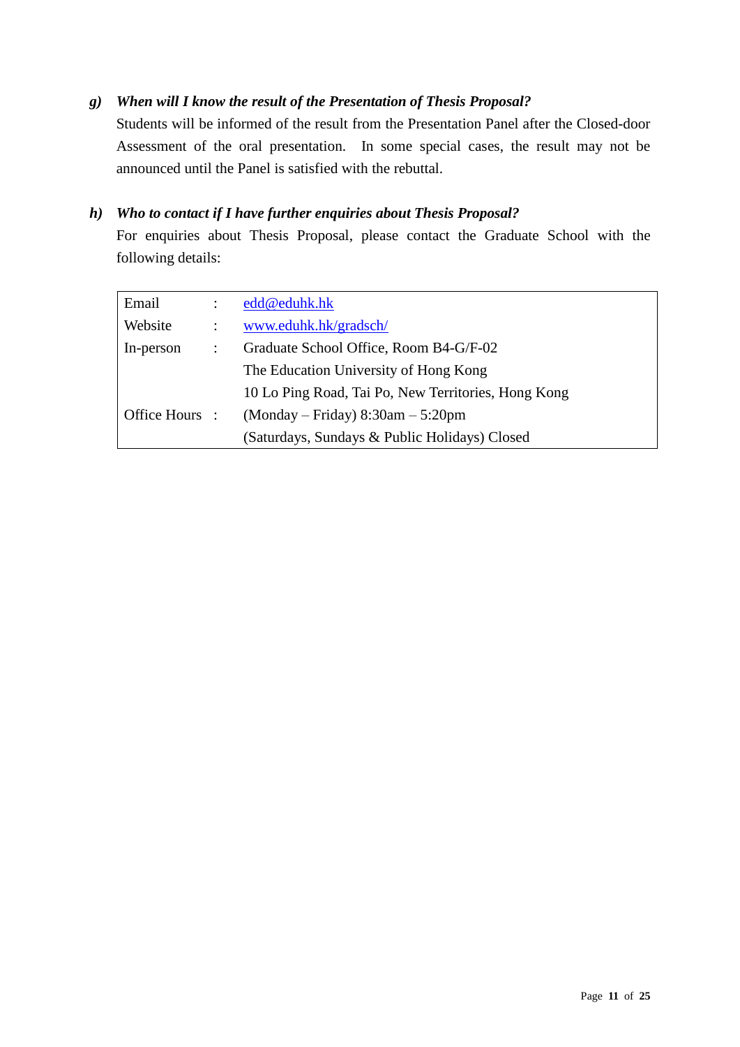***g) When will I know the result of the Presentation of Thesis Proposal?***

Students will be informed of the result from the Presentation Panel after the Closed-door Assessment of the oral presentation. In some special cases, the result may not be announced until the Panel is satisfied with the rebuttal.

***h) Who to contact if I have further enquiries about Thesis Proposal?***

For enquiries about Thesis Proposal, please contact the Graduate School with the following details:

| | | |
|---|---|---|
| Email | : | edd@eduhk.hk |
| Website | : | www.eduhk.hk/gradsch/ |
| In-person | : | Graduate School Office, Room B4-G/F-02<br>The Education University of Hong Kong<br>10 Lo Ping Road, Tai Po, New Territories, Hong Kong |
| Office Hours | : | (Monday – Friday) 8:30am – 5:20pm<br>(Saturdays, Sundays & Public Holidays) Closed |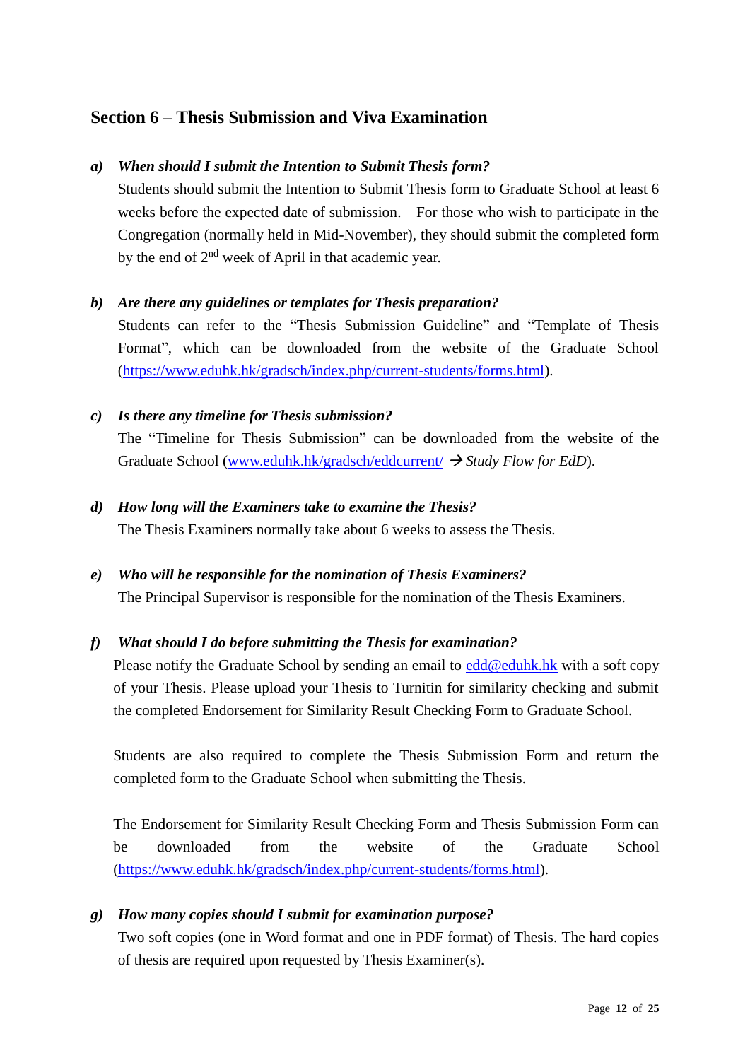## Section 6 – Thesis Submission and Viva Examination

***a) When should I submit the Intention to Submit Thesis form?***

Students should submit the Intention to Submit Thesis form to Graduate School at least 6 weeks before the expected date of submission. For those who wish to participate in the Congregation (normally held in Mid-November), they should submit the completed form by the end of 2nd week of April in that academic year.

***b) Are there any guidelines or templates for Thesis preparation?***

Students can refer to the "Thesis Submission Guideline" and "Template of Thesis Format", which can be downloaded from the website of the Graduate School (https://www.eduhk.hk/gradsch/index.php/current-students/forms.html).

***c) Is there any timeline for Thesis submission?***

The "Timeline for Thesis Submission" can be downloaded from the website of the Graduate School (www.eduhk.hk/gradsch/eddcurrent/ → *Study Flow for EdD*).

***d) How long will the Examiners take to examine the Thesis?***

The Thesis Examiners normally take about 6 weeks to assess the Thesis.

***e) Who will be responsible for the nomination of Thesis Examiners?***

The Principal Supervisor is responsible for the nomination of the Thesis Examiners.

***f) What should I do before submitting the Thesis for examination?***

Please notify the Graduate School by sending an email to edd@eduhk.hk with a soft copy of your Thesis. Please upload your Thesis to Turnitin for similarity checking and submit the completed Endorsement for Similarity Result Checking Form to Graduate School.

Students are also required to complete the Thesis Submission Form and return the completed form to the Graduate School when submitting the Thesis.

The Endorsement for Similarity Result Checking Form and Thesis Submission Form can be downloaded from the website of the Graduate School (https://www.eduhk.hk/gradsch/index.php/current-students/forms.html).

***g) How many copies should I submit for examination purpose?***

Two soft copies (one in Word format and one in PDF format) of Thesis. The hard copies of thesis are required upon requested by Thesis Examiner(s).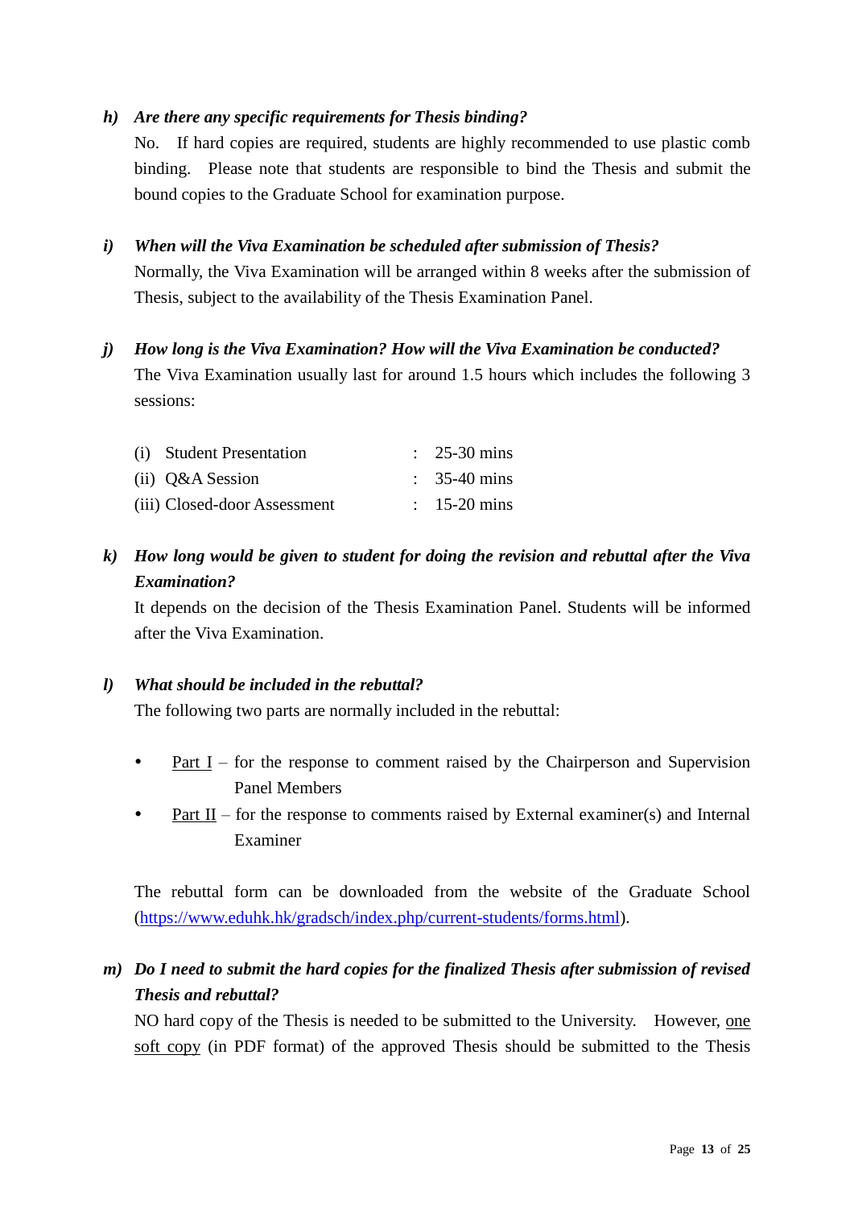*h)* ***Are there any specific requirements for Thesis binding?***

No. If hard copies are required, students are highly recommended to use plastic comb binding. Please note that students are responsible to bind the Thesis and submit the bound copies to the Graduate School for examination purpose.

*i)* ***When will the Viva Examination be scheduled after submission of Thesis?***

Normally, the Viva Examination will be arranged within 8 weeks after the submission of Thesis, subject to the availability of the Thesis Examination Panel.

*j)* ***How long is the Viva Examination? How will the Viva Examination be conducted?***

The Viva Examination usually last for around 1.5 hours which includes the following 3 sessions:

| | | |
|---|---|---|
| (i) Student Presentation | : | 25-30 mins |
| (ii) Q&A Session | : | 35-40 mins |
| (iii) Closed-door Assessment | : | 15-20 mins |

*k)* ***How long would be given to student for doing the revision and rebuttal after the Viva Examination?***

It depends on the decision of the Thesis Examination Panel. Students will be informed after the Viva Examination.

*l)* ***What should be included in the rebuttal?***

The following two parts are normally included in the rebuttal:

- Part I – for the response to comment raised by the Chairperson and Supervision Panel Members
- Part II – for the response to comments raised by External examiner(s) and Internal Examiner

The rebuttal form can be downloaded from the website of the Graduate School (https://www.eduhk.hk/gradsch/index.php/current-students/forms.html).

*m)* ***Do I need to submit the hard copies for the finalized Thesis after submission of revised Thesis and rebuttal?***

NO hard copy of the Thesis is needed to be submitted to the University. However, one soft copy (in PDF format) of the approved Thesis should be submitted to the Thesis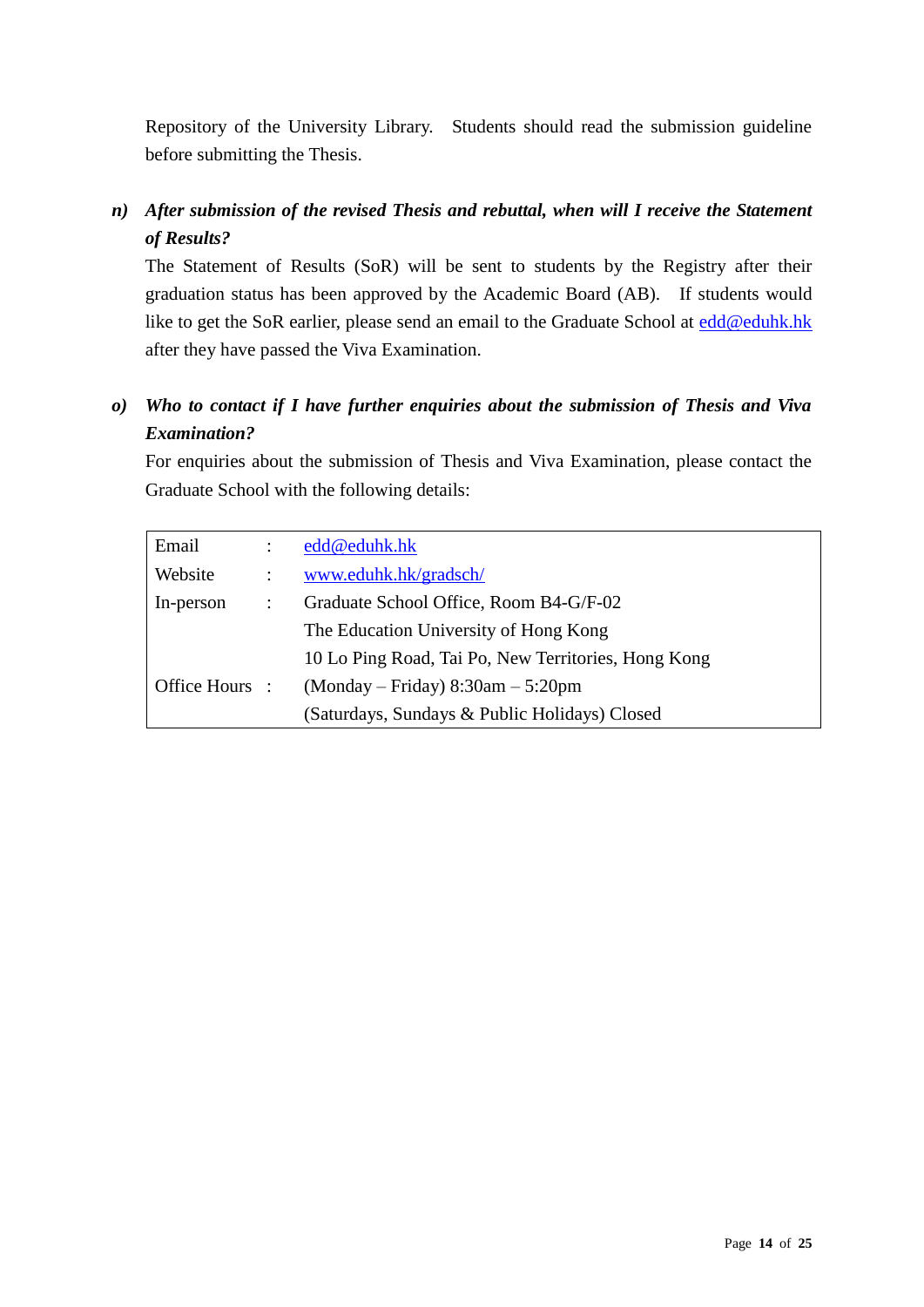Repository of the University Library. Students should read the submission guideline before submitting the Thesis.

n) ***After submission of the revised Thesis and rebuttal, when will I receive the Statement of Results?***

The Statement of Results (SoR) will be sent to students by the Registry after their graduation status has been approved by the Academic Board (AB). If students would like to get the SoR earlier, please send an email to the Graduate School at edd@eduhk.hk after they have passed the Viva Examination.

o) ***Who to contact if I have further enquiries about the submission of Thesis and Viva Examination?***

For enquiries about the submission of Thesis and Viva Examination, please contact the Graduate School with the following details:

| | | |
|---|---|---|
| Email | : | edd@eduhk.hk |
| Website | : | www.eduhk.hk/gradsch/ |
| In-person | : | Graduate School Office, Room B4-G/F-02 |
| | | The Education University of Hong Kong |
| | | 10 Lo Ping Road, Tai Po, New Territories, Hong Kong |
| Office Hours | : | (Monday – Friday) 8:30am – 5:20pm |
| | | (Saturdays, Sundays & Public Holidays) Closed |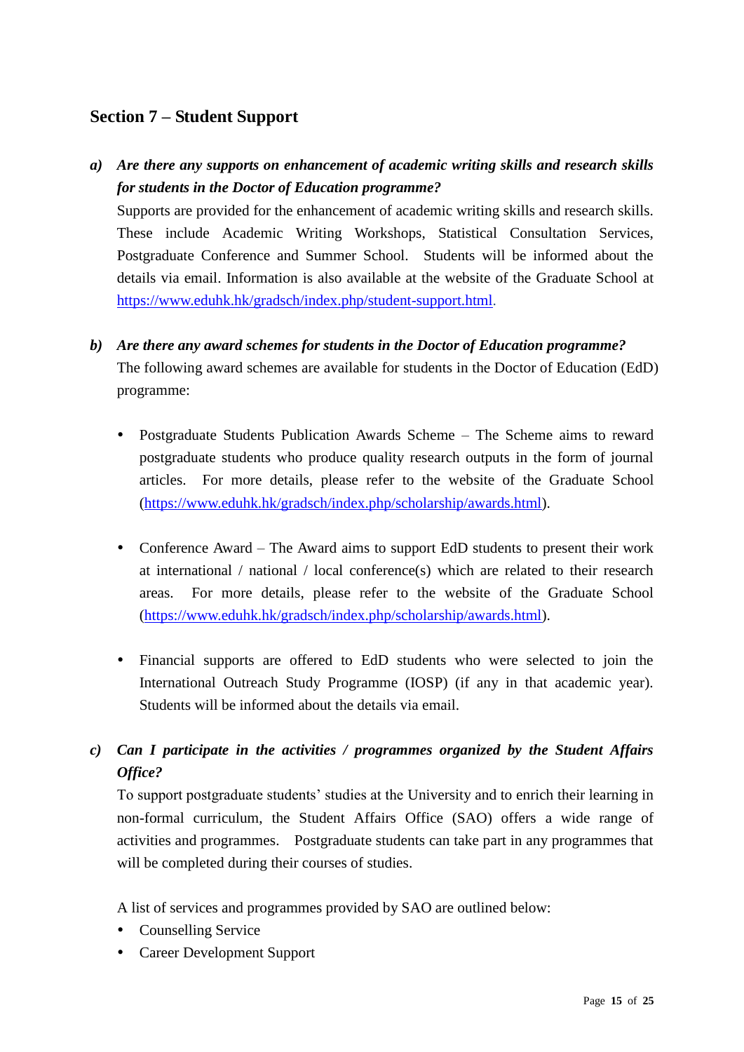## Section 7 – Student Support

a) ***Are there any supports on enhancement of academic writing skills and research skills for students in the Doctor of Education programme?***

Supports are provided for the enhancement of academic writing skills and research skills. These include Academic Writing Workshops, Statistical Consultation Services, Postgraduate Conference and Summer School. Students will be informed about the details via email. Information is also available at the website of the Graduate School at https://www.eduhk.hk/gradsch/index.php/student-support.html.

b) ***Are there any award schemes for students in the Doctor of Education programme?***

The following award schemes are available for students in the Doctor of Education (EdD) programme:

- Postgraduate Students Publication Awards Scheme – The Scheme aims to reward postgraduate students who produce quality research outputs in the form of journal articles. For more details, please refer to the website of the Graduate School (https://www.eduhk.hk/gradsch/index.php/scholarship/awards.html).

- Conference Award – The Award aims to support EdD students to present their work at international / national / local conference(s) which are related to their research areas. For more details, please refer to the website of the Graduate School (https://www.eduhk.hk/gradsch/index.php/scholarship/awards.html).

- Financial supports are offered to EdD students who were selected to join the International Outreach Study Programme (IOSP) (if any in that academic year). Students will be informed about the details via email.

c) ***Can I participate in the activities / programmes organized by the Student Affairs Office?***

To support postgraduate students' studies at the University and to enrich their learning in non-formal curriculum, the Student Affairs Office (SAO) offers a wide range of activities and programmes. Postgraduate students can take part in any programmes that will be completed during their courses of studies.

A list of services and programmes provided by SAO are outlined below:

- Counselling Service
- Career Development Support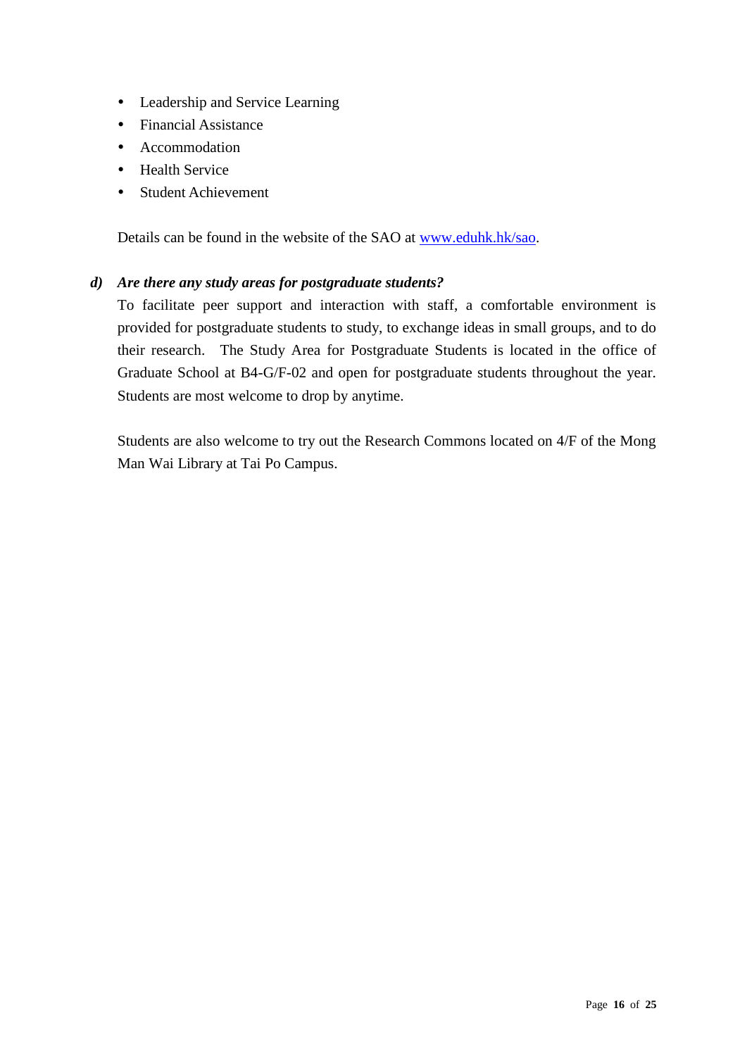- Leadership and Service Learning
- Financial Assistance
- Accommodation
- Health Service
- Student Achievement

Details can be found in the website of the SAO at [www.eduhk.hk/sao](www.eduhk.hk/sao).

### *d) Are there any study areas for postgraduate students?*

To facilitate peer support and interaction with staff, a comfortable environment is provided for postgraduate students to study, to exchange ideas in small groups, and to do their research. The Study Area for Postgraduate Students is located in the office of Graduate School at B4-G/F-02 and open for postgraduate students throughout the year. Students are most welcome to drop by anytime.

Students are also welcome to try out the Research Commons located on 4/F of the Mong Man Wai Library at Tai Po Campus.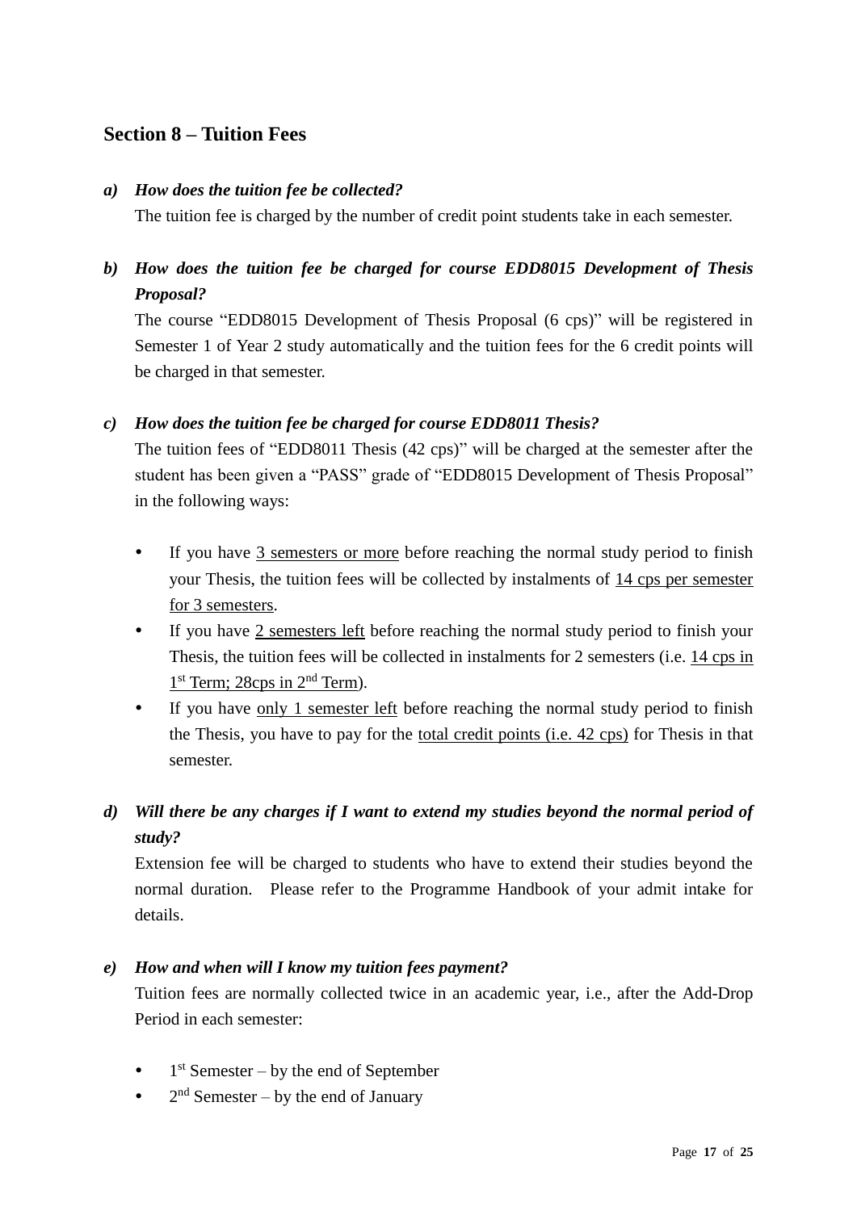## Section 8 – Tuition Fees

a) ***How does the tuition fee be collected?***

The tuition fee is charged by the number of credit point students take in each semester.

b) ***How does the tuition fee be charged for course EDD8015 Development of Thesis Proposal?***

The course "EDD8015 Development of Thesis Proposal (6 cps)" will be registered in Semester 1 of Year 2 study automatically and the tuition fees for the 6 credit points will be charged in that semester.

c) ***How does the tuition fee be charged for course EDD8011 Thesis?***

The tuition fees of "EDD8011 Thesis (42 cps)" will be charged at the semester after the student has been given a "PASS" grade of "EDD8015 Development of Thesis Proposal" in the following ways:

- If you have <u>3 semesters or more</u> before reaching the normal study period to finish your Thesis, the tuition fees will be collected by instalments of <u>14 cps per semester for 3 semesters</u>.
- If you have <u>2 semesters left</u> before reaching the normal study period to finish your Thesis, the tuition fees will be collected in instalments for 2 semesters (i.e. <u>14 cps in 1st Term; 28cps in 2nd Term</u>).
- If you have <u>only 1 semester left</u> before reaching the normal study period to finish the Thesis, you have to pay for the <u>total credit points (i.e. 42 cps)</u> for Thesis in that semester.

d) ***Will there be any charges if I want to extend my studies beyond the normal period of study?***

Extension fee will be charged to students who have to extend their studies beyond the normal duration. Please refer to the Programme Handbook of your admit intake for details.

e) ***How and when will I know my tuition fees payment?***

Tuition fees are normally collected twice in an academic year, i.e., after the Add-Drop Period in each semester:

- 1st Semester – by the end of September
- 2nd Semester – by the end of January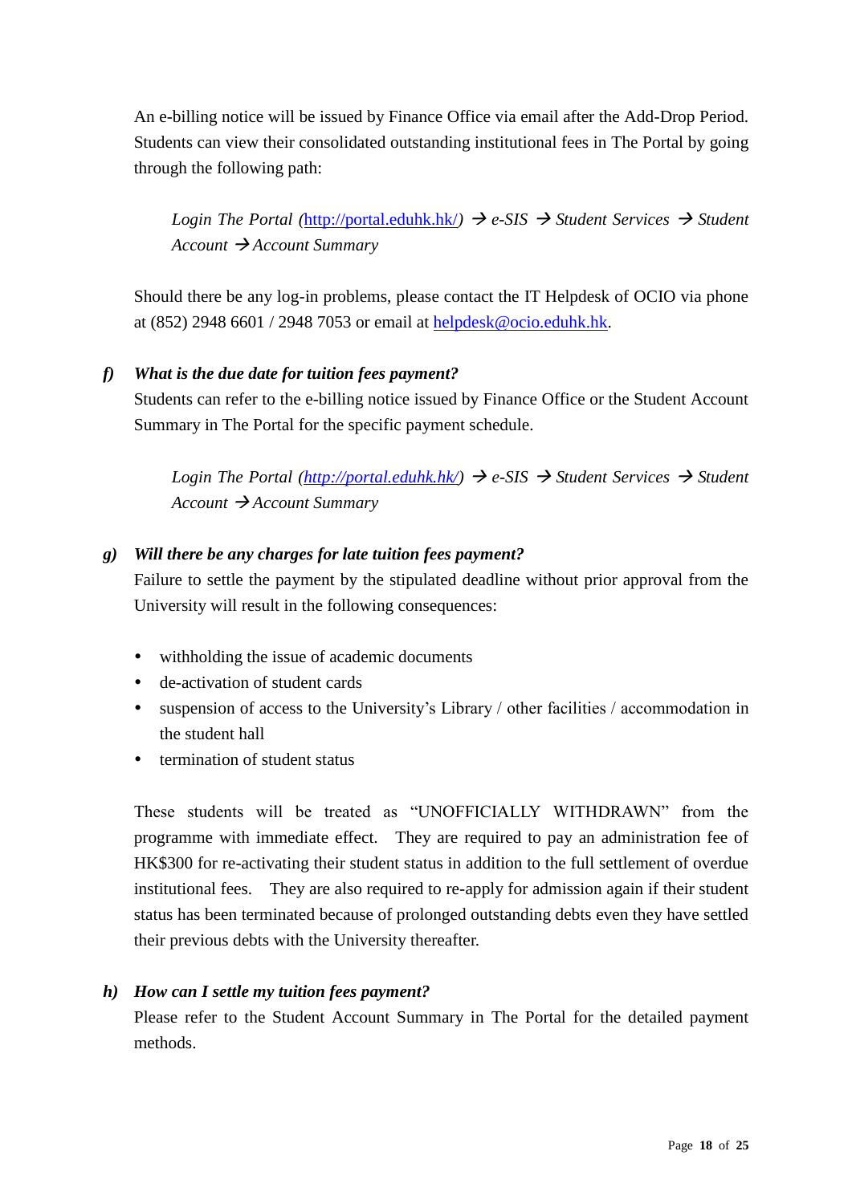An e-billing notice will be issued by Finance Office via email after the Add-Drop Period. Students can view their consolidated outstanding institutional fees in The Portal by going through the following path:

> *Login The Portal (*[http://portal.eduhk.hk/](http://portal.eduhk.hk/)*) → e-SIS → Student Services → Student Account → Account Summary*

Should there be any log-in problems, please contact the IT Helpdesk of OCIO via phone at (852) 2948 6601 / 2948 7053 or email at [helpdesk@ocio.eduhk.hk](mailto:helpdesk@ocio.eduhk.hk).

***f) What is the due date for tuition fees payment?***

Students can refer to the e-billing notice issued by Finance Office or the Student Account Summary in The Portal for the specific payment schedule.

> *Login The Portal (*[*http://portal.eduhk.hk/*](http://portal.eduhk.hk/)*) → e-SIS → Student Services → Student Account → Account Summary*

***g) Will there be any charges for late tuition fees payment?***

Failure to settle the payment by the stipulated deadline without prior approval from the University will result in the following consequences:

- withholding the issue of academic documents
- de-activation of student cards
- suspension of access to the University's Library / other facilities / accommodation in the student hall
- termination of student status

These students will be treated as "UNOFFICIALLY WITHDRAWN" from the programme with immediate effect. They are required to pay an administration fee of HK$300 for re-activating their student status in addition to the full settlement of overdue institutional fees. They are also required to re-apply for admission again if their student status has been terminated because of prolonged outstanding debts even they have settled their previous debts with the University thereafter.

***h) How can I settle my tuition fees payment?***

Please refer to the Student Account Summary in The Portal for the detailed payment methods.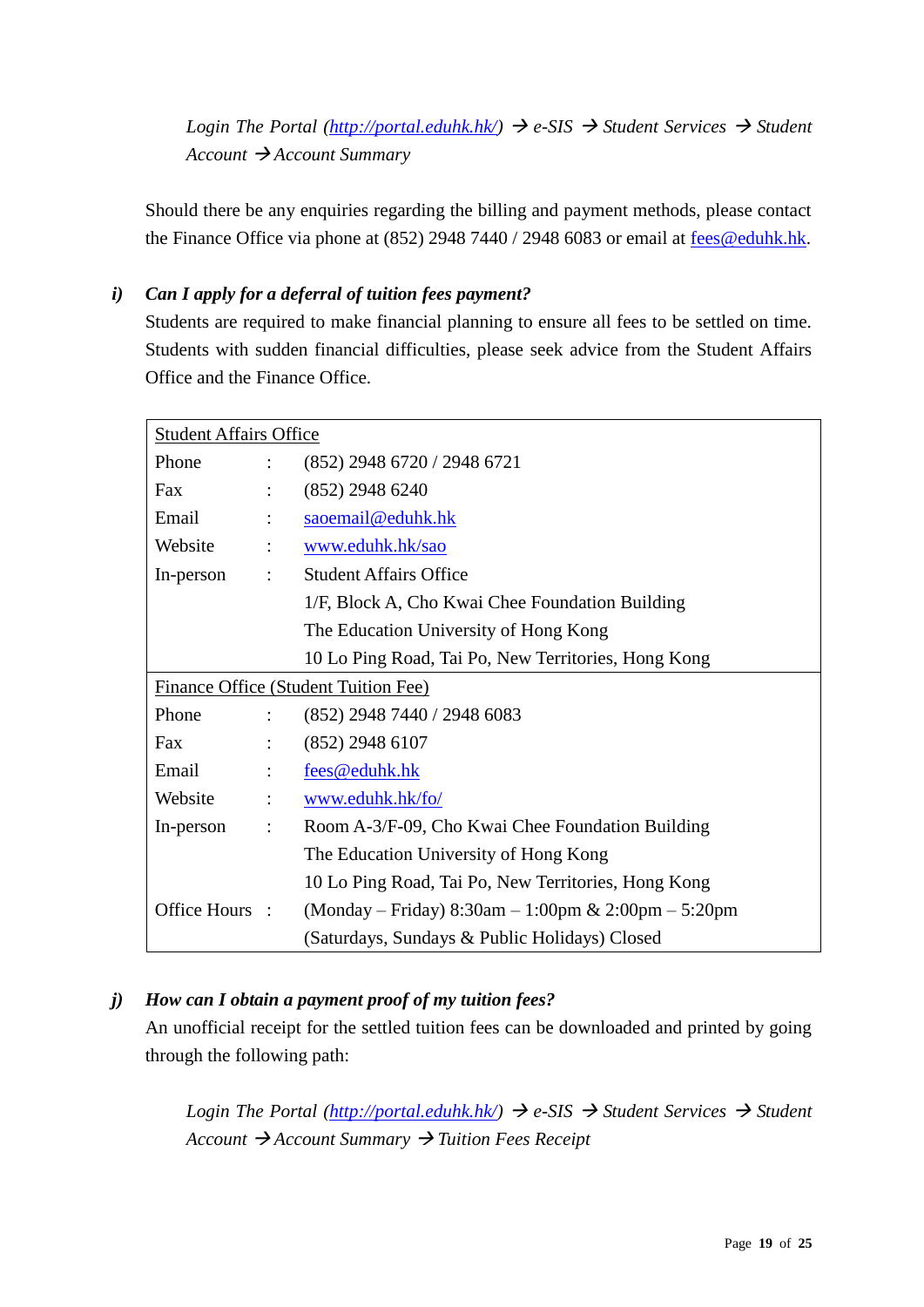*Login The Portal (http://portal.eduhk.hk/) → e-SIS → Student Services → Student Account → Account Summary*

Should there be any enquiries regarding the billing and payment methods, please contact the Finance Office via phone at (852) 2948 7440 / 2948 6083 or email at fees@eduhk.hk.

***i) Can I apply for a deferral of tuition fees payment?***

Students are required to make financial planning to ensure all fees to be settled on time. Students with sudden financial difficulties, please seek advice from the Student Affairs Office and the Finance Office.

| Student Affairs Office | | |
|---|---|---|
| Phone | : | (852) 2948 6720 / 2948 6721 |
| Fax | : | (852) 2948 6240 |
| Email | : | saoemail@eduhk.hk |
| Website | : | www.eduhk.hk/sao |
| In-person | : | Student Affairs Office<br>1/F, Block A, Cho Kwai Chee Foundation Building<br>The Education University of Hong Kong<br>10 Lo Ping Road, Tai Po, New Territories, Hong Kong |
| Finance Office (Student Tuition Fee) | | |
| Phone | : | (852) 2948 7440 / 2948 6083 |
| Fax | : | (852) 2948 6107 |
| Email | : | fees@eduhk.hk |
| Website | : | www.eduhk.hk/fo/ |
| In-person | : | Room A-3/F-09, Cho Kwai Chee Foundation Building<br>The Education University of Hong Kong<br>10 Lo Ping Road, Tai Po, New Territories, Hong Kong |
| Office Hours | : | (Monday – Friday) 8:30am – 1:00pm & 2:00pm – 5:20pm<br>(Saturdays, Sundays & Public Holidays) Closed |

***j) How can I obtain a payment proof of my tuition fees?***

An unofficial receipt for the settled tuition fees can be downloaded and printed by going through the following path:

*Login The Portal (http://portal.eduhk.hk/) → e-SIS → Student Services → Student Account → Account Summary → Tuition Fees Receipt*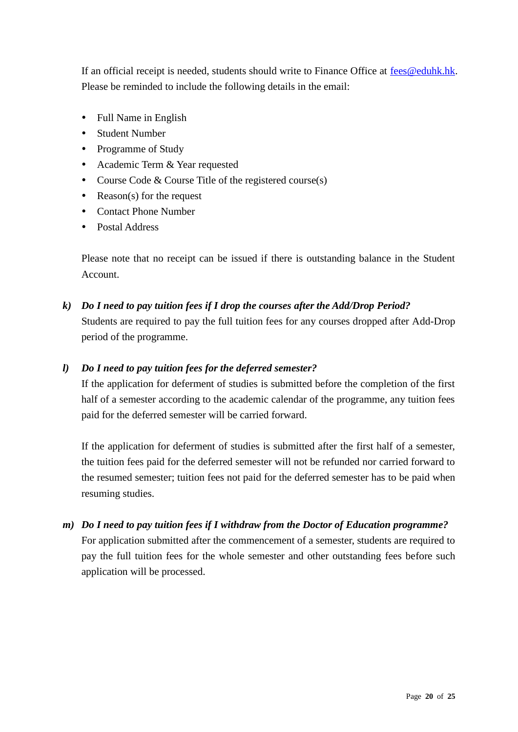If an official receipt is needed, students should write to Finance Office at fees@eduhk.hk. Please be reminded to include the following details in the email:

- Full Name in English
- Student Number
- Programme of Study
- Academic Term & Year requested
- Course Code & Course Title of the registered course(s)
- Reason(s) for the request
- Contact Phone Number
- Postal Address

Please note that no receipt can be issued if there is outstanding balance in the Student Account.

***k) Do I need to pay tuition fees if I drop the courses after the Add/Drop Period?***

Students are required to pay the full tuition fees for any courses dropped after Add-Drop period of the programme.

***l) Do I need to pay tuition fees for the deferred semester?***

If the application for deferment of studies is submitted before the completion of the first half of a semester according to the academic calendar of the programme, any tuition fees paid for the deferred semester will be carried forward.

If the application for deferment of studies is submitted after the first half of a semester, the tuition fees paid for the deferred semester will not be refunded nor carried forward to the resumed semester; tuition fees not paid for the deferred semester has to be paid when resuming studies.

***m) Do I need to pay tuition fees if I withdraw from the Doctor of Education programme?***

For application submitted after the commencement of a semester, students are required to pay the full tuition fees for the whole semester and other outstanding fees before such application will be processed.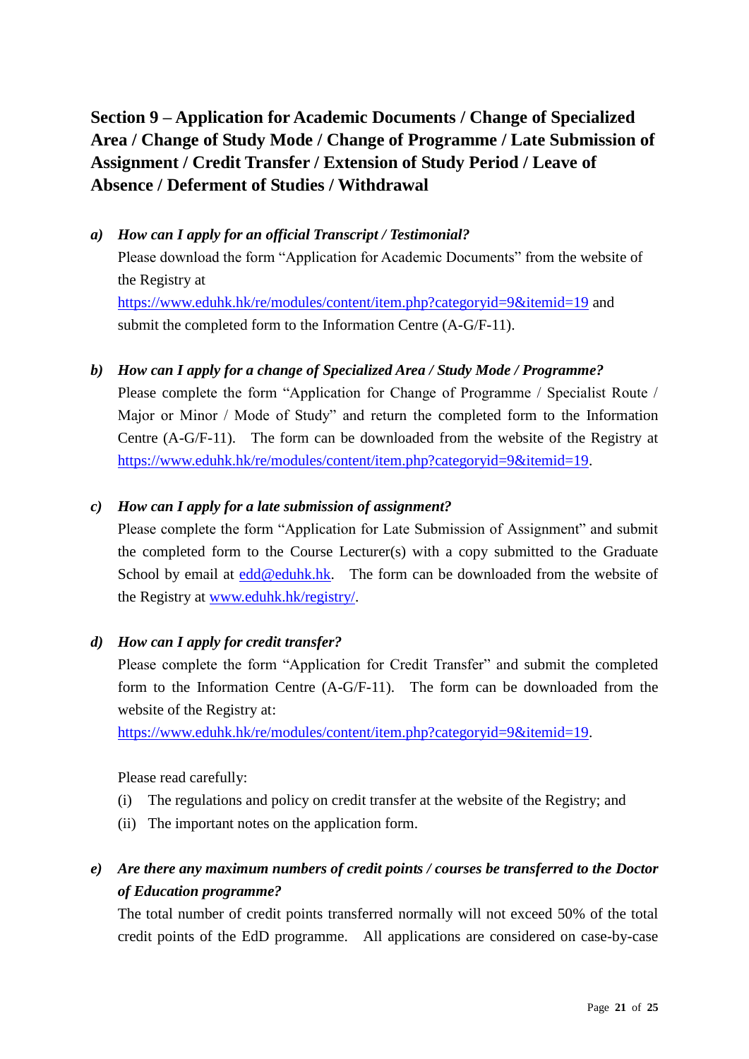## Section 9 – Application for Academic Documents / Change of Specialized Area / Change of Study Mode / Change of Programme / Late Submission of Assignment / Credit Transfer / Extension of Study Period / Leave of Absence / Deferment of Studies / Withdrawal

***a) How can I apply for an official Transcript / Testimonial?***

Please download the form "Application for Academic Documents" from the website of the Registry at https://www.eduhk.hk/re/modules/content/item.php?categoryid=9&itemid=19 and submit the completed form to the Information Centre (A-G/F-11).

***b) How can I apply for a change of Specialized Area / Study Mode / Programme?***

Please complete the form "Application for Change of Programme / Specialist Route / Major or Minor / Mode of Study" and return the completed form to the Information Centre (A-G/F-11). The form can be downloaded from the website of the Registry at https://www.eduhk.hk/re/modules/content/item.php?categoryid=9&itemid=19.

***c) How can I apply for a late submission of assignment?***

Please complete the form "Application for Late Submission of Assignment" and submit the completed form to the Course Lecturer(s) with a copy submitted to the Graduate School by email at edd@eduhk.hk. The form can be downloaded from the website of the Registry at www.eduhk.hk/registry/.

***d) How can I apply for credit transfer?***

Please complete the form "Application for Credit Transfer" and submit the completed form to the Information Centre (A-G/F-11). The form can be downloaded from the website of the Registry at: https://www.eduhk.hk/re/modules/content/item.php?categoryid=9&itemid=19.

Please read carefully:

(i) The regulations and policy on credit transfer at the website of the Registry; and

(ii) The important notes on the application form.

***e) Are there any maximum numbers of credit points / courses be transferred to the Doctor of Education programme?***

The total number of credit points transferred normally will not exceed 50% of the total credit points of the EdD programme. All applications are considered on case-by-case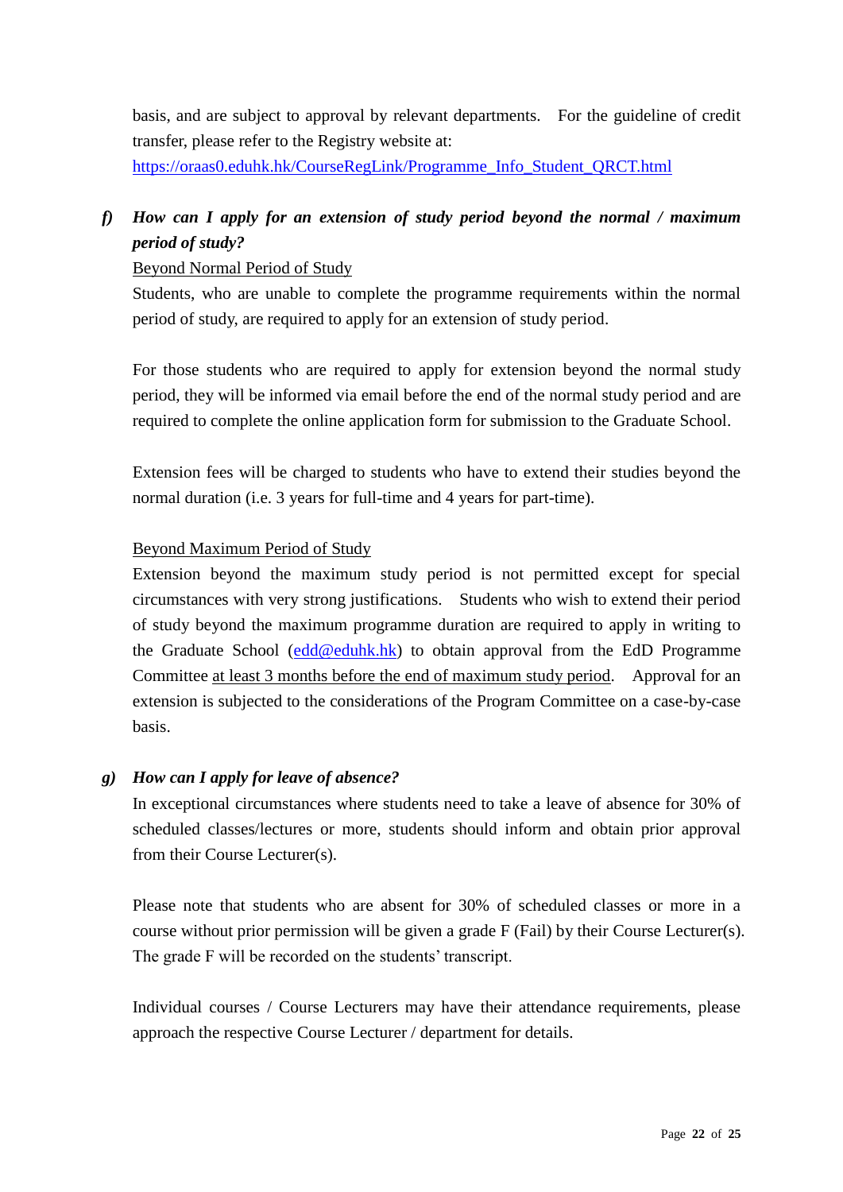basis, and are subject to approval by relevant departments. For the guideline of credit transfer, please refer to the Registry website at: https://oraas0.eduhk.hk/CourseRegLink/Programme_Info_Student_QRCT.html

### f) *How can I apply for an extension of study period beyond the normal / maximum period of study?*

Beyond Normal Period of Study

Students, who are unable to complete the programme requirements within the normal period of study, are required to apply for an extension of study period.

For those students who are required to apply for extension beyond the normal study period, they will be informed via email before the end of the normal study period and are required to complete the online application form for submission to the Graduate School.

Extension fees will be charged to students who have to extend their studies beyond the normal duration (i.e. 3 years for full-time and 4 years for part-time).

Beyond Maximum Period of Study

Extension beyond the maximum study period is not permitted except for special circumstances with very strong justifications. Students who wish to extend their period of study beyond the maximum programme duration are required to apply in writing to the Graduate School (edd@eduhk.hk) to obtain approval from the EdD Programme Committee at least 3 months before the end of maximum study period. Approval for an extension is subjected to the considerations of the Program Committee on a case-by-case basis.

### g) *How can I apply for leave of absence?*

In exceptional circumstances where students need to take a leave of absence for 30% of scheduled classes/lectures or more, students should inform and obtain prior approval from their Course Lecturer(s).

Please note that students who are absent for 30% of scheduled classes or more in a course without prior permission will be given a grade F (Fail) by their Course Lecturer(s). The grade F will be recorded on the students' transcript.

Individual courses / Course Lecturers may have their attendance requirements, please approach the respective Course Lecturer / department for details.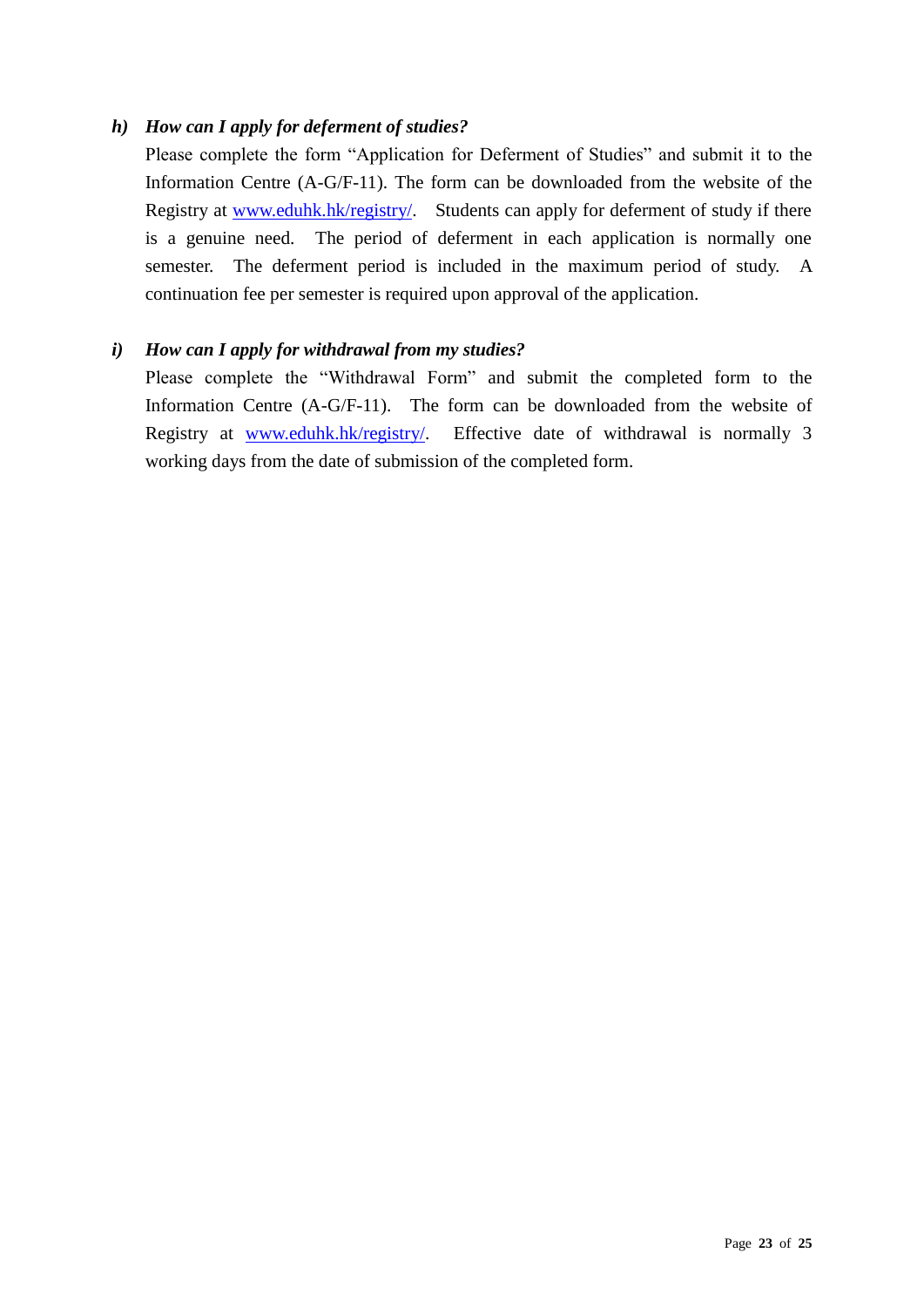***h) How can I apply for deferment of studies?***

Please complete the form "Application for Deferment of Studies" and submit it to the Information Centre (A-G/F-11). The form can be downloaded from the website of the Registry at [www.eduhk.hk/registry/](http://www.eduhk.hk/registry/). Students can apply for deferment of study if there is a genuine need. The period of deferment in each application is normally one semester. The deferment period is included in the maximum period of study. A continuation fee per semester is required upon approval of the application.

***i) How can I apply for withdrawal from my studies?***

Please complete the "Withdrawal Form" and submit the completed form to the Information Centre (A-G/F-11). The form can be downloaded from the website of Registry at [www.eduhk.hk/registry/](http://www.eduhk.hk/registry/). Effective date of withdrawal is normally 3 working days from the date of submission of the completed form.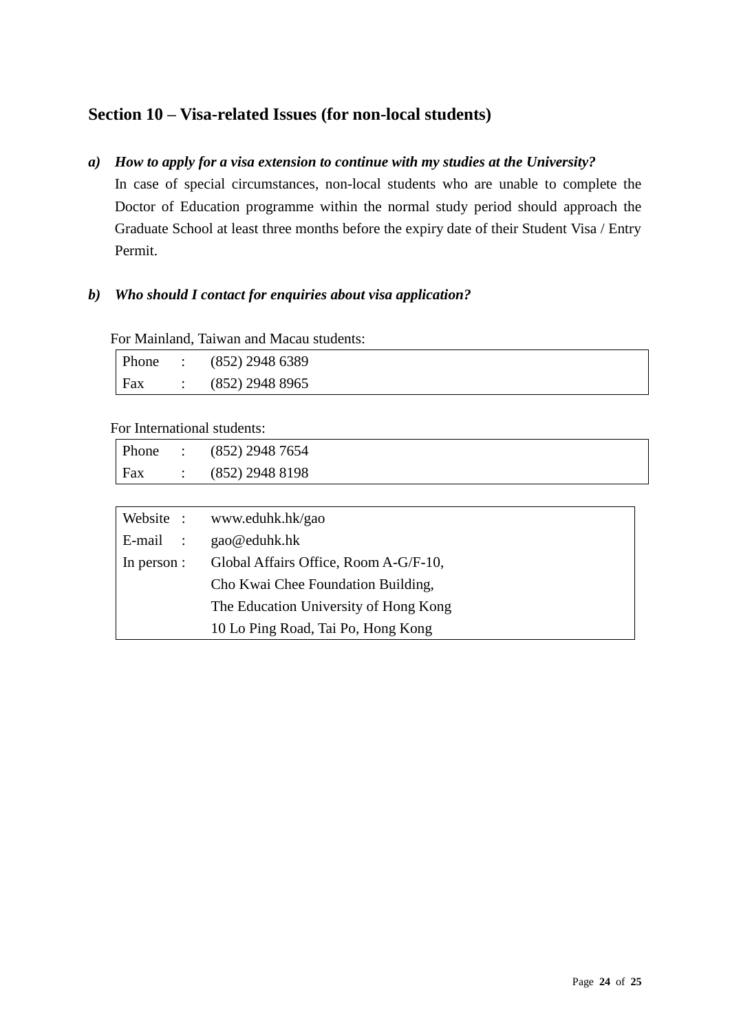## Section 10 – Visa-related Issues (for non-local students)

***a) How to apply for a visa extension to continue with my studies at the University?***

In case of special circumstances, non-local students who are unable to complete the Doctor of Education programme within the normal study period should approach the Graduate School at least three months before the expiry date of their Student Visa / Entry Permit.

***b) Who should I contact for enquiries about visa application?***

For Mainland, Taiwan and Macau students:

| | | |
|---|---|---|
| Phone | : | (852) 2948 6389 |
| Fax | : | (852) 2948 8965 |

For International students:

| | | |
|---|---|---|
| Phone | : | (852) 2948 7654 |
| Fax | : | (852) 2948 8198 |

| | |
|---|---|
| Website : | www.eduhk.hk/gao |
| E-mail : | gao@eduhk.hk |
| In person : | Global Affairs Office, Room A-G/F-10,<br>Cho Kwai Chee Foundation Building,<br>The Education University of Hong Kong<br>10 Lo Ping Road, Tai Po, Hong Kong |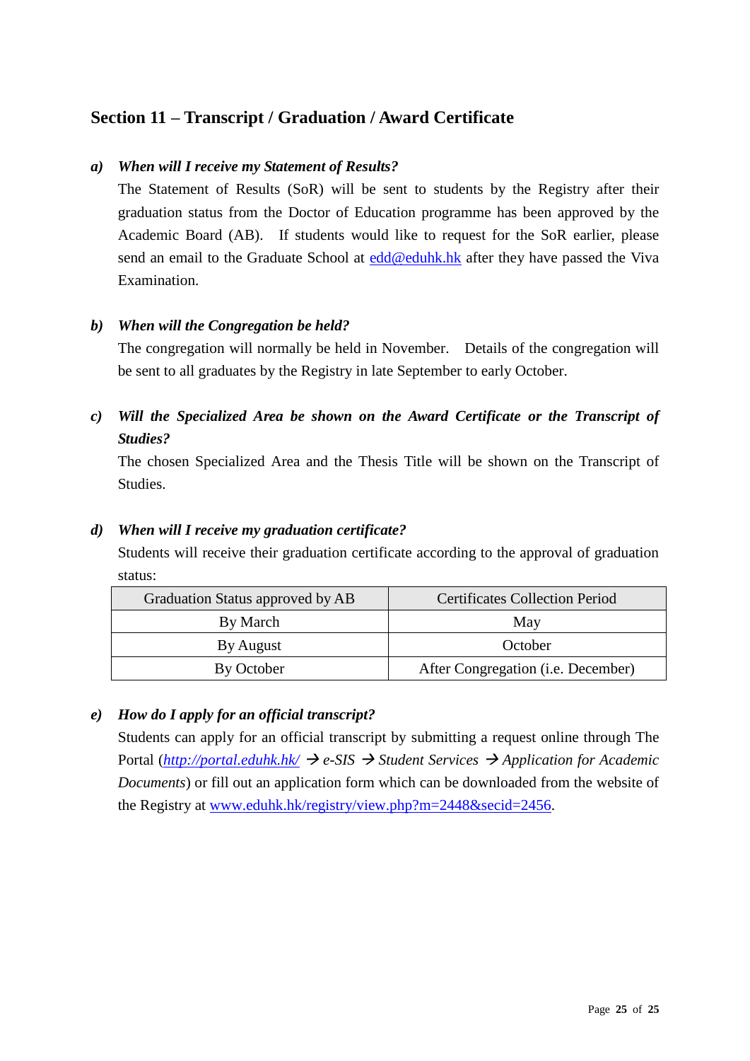## Section 11 – Transcript / Graduation / Award Certificate

***a) When will I receive my Statement of Results?***

The Statement of Results (SoR) will be sent to students by the Registry after their graduation status from the Doctor of Education programme has been approved by the Academic Board (AB). If students would like to request for the SoR earlier, please send an email to the Graduate School at edd@eduhk.hk after they have passed the Viva Examination.

***b) When will the Congregation be held?***

The congregation will normally be held in November. Details of the congregation will be sent to all graduates by the Registry in late September to early October.

***c) Will the Specialized Area be shown on the Award Certificate or the Transcript of Studies?***

The chosen Specialized Area and the Thesis Title will be shown on the Transcript of Studies.

***d) When will I receive my graduation certificate?***

Students will receive their graduation certificate according to the approval of graduation status:

| Graduation Status approved by AB | Certificates Collection Period |
|---|---|
| By March | May |
| By August | October |
| By October | After Congregation (i.e. December) |

***e) How do I apply for an official transcript?***

Students can apply for an official transcript by submitting a request online through The Portal (*http://portal.eduhk.hk/ → e-SIS → Student Services → Application for Academic Documents*) or fill out an application form which can be downloaded from the website of the Registry at www.eduhk.hk/registry/view.php?m=2448&secid=2456.